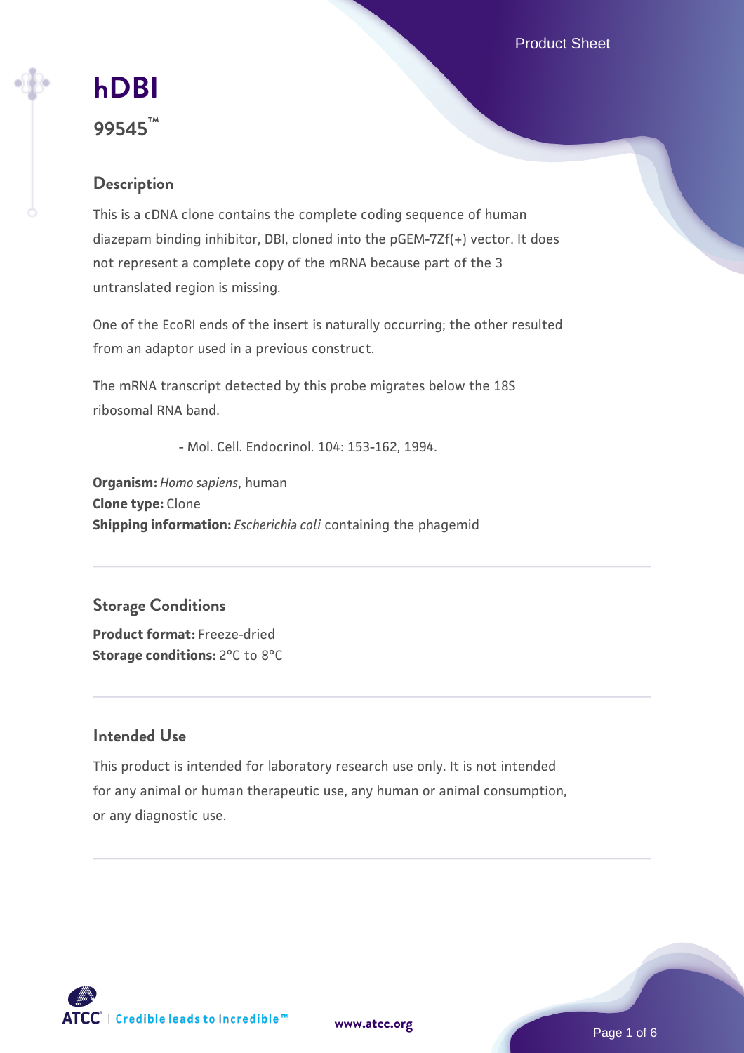# hDBI

**99545™**

## Description

This is a cDNA clone contains the complete coding sequence of human diazepam binding inhibitor, DBI, cloned into the pGEM-7Zf(+) vector. It does not represent a complete copy of the mRNA because part of the 3 untranslated region is missing.

One of the EcoRI ends of the insert is naturally occurring; the other resulted from an adaptor used in a previous construct.

The mRNA transcript detected by this probe migrates below the 18S ribosomal RNA band.

- Mol. Cell. Endocrinol. 104: 153-162, 1994.

**Organism:** *Homo sapiens*, human
**Clone type:** Clone
**Shipping information:** *Escherichia coli* containing the phagemid

## Storage Conditions

**Product format:** Freeze-dried
**Storage conditions:** 2°C to 8°C

## Intended Use

This product is intended for laboratory research use only. It is not intended for any animal or human therapeutic use, any human or animal consumption, or any diagnostic use.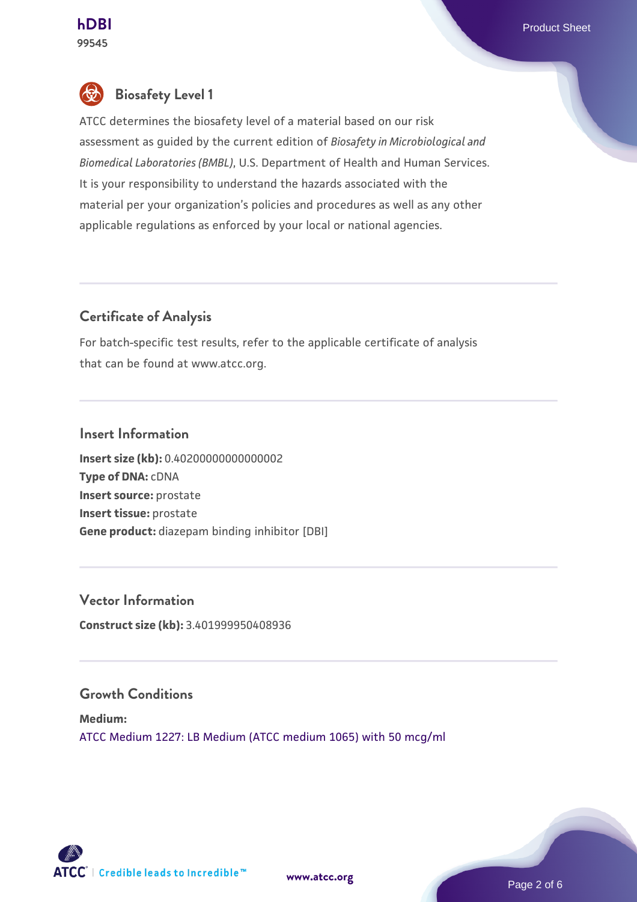## Biosafety Level 1

ATCC determines the biosafety level of a material based on our risk assessment as guided by the current edition of *Biosafety in Microbiological and Biomedical Laboratories (BMBL)*, U.S. Department of Health and Human Services. It is your responsibility to understand the hazards associated with the material per your organization's policies and procedures as well as any other applicable regulations as enforced by your local or national agencies.

## Certificate of Analysis

For batch-specific test results, refer to the applicable certificate of analysis that can be found at www.atcc.org.

## Insert Information

**Insert size (kb):** 0.40200000000000002
**Type of DNA:** cDNA
**Insert source:** prostate
**Insert tissue:** prostate
**Gene product:** diazepam binding inhibitor [DBI]

## Vector Information

**Construct size (kb):** 3.401999950408936

## Growth Conditions

**Medium:**
ATCC Medium 1227: LB Medium (ATCC medium 1065) with 50 mcg/ml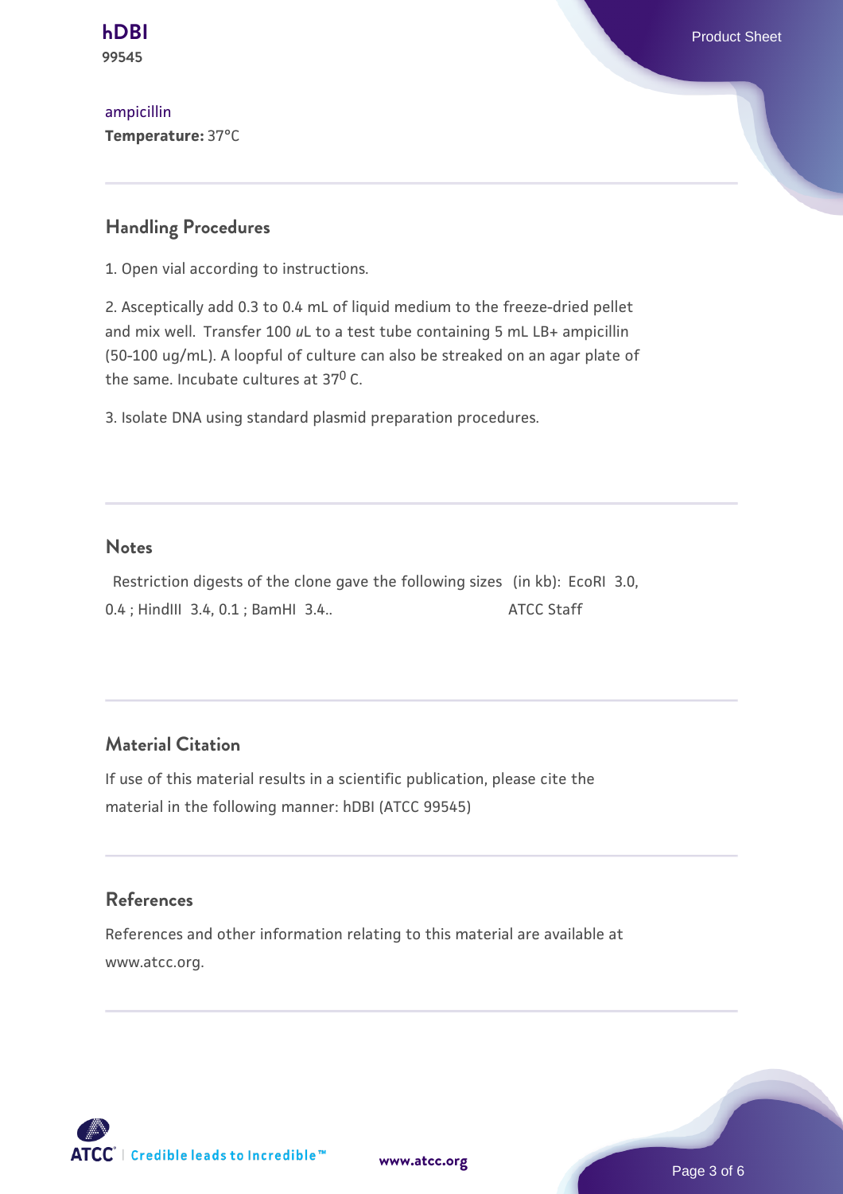ampicillin
**Temperature:** 37°C

## Handling Procedures

1. Open vial according to instructions.

2. Asceptically add 0.3 to 0.4 mL of liquid medium to the freeze-dried pellet and mix well. Transfer 100 *u*L to a test tube containing 5 mL LB+ ampicillin (50-100 ug/mL). A loopful of culture can also be streaked on an agar plate of the same. Incubate cultures at $37^0$ C.

3. Isolate DNA using standard plasmid preparation procedures.

## Notes

Restriction digests of the clone gave the following sizes (in kb): EcoRI 3.0, 0.4 ; HindIII 3.4, 0.1 ; BamHI 3.4.. ATCC Staff

## Material Citation

If use of this material results in a scientific publication, please cite the material in the following manner: hDBI (ATCC 99545)

## References

References and other information relating to this material are available at www.atcc.org.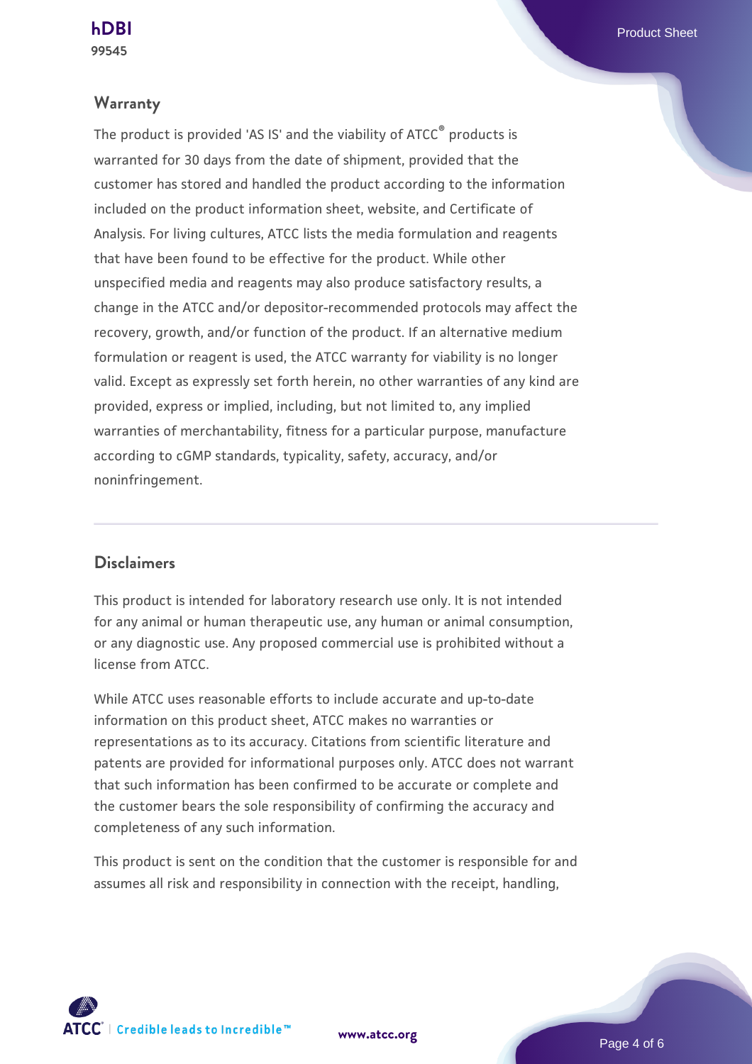## Warranty

The product is provided 'AS IS' and the viability of ATCC® products is warranted for 30 days from the date of shipment, provided that the customer has stored and handled the product according to the information included on the product information sheet, website, and Certificate of Analysis. For living cultures, ATCC lists the media formulation and reagents that have been found to be effective for the product. While other unspecified media and reagents may also produce satisfactory results, a change in the ATCC and/or depositor-recommended protocols may affect the recovery, growth, and/or function of the product. If an alternative medium formulation or reagent is used, the ATCC warranty for viability is no longer valid. Except as expressly set forth herein, no other warranties of any kind are provided, express or implied, including, but not limited to, any implied warranties of merchantability, fitness for a particular purpose, manufacture according to cGMP standards, typicality, safety, accuracy, and/or noninfringement.

## Disclaimers

This product is intended for laboratory research use only. It is not intended for any animal or human therapeutic use, any human or animal consumption, or any diagnostic use. Any proposed commercial use is prohibited without a license from ATCC.

While ATCC uses reasonable efforts to include accurate and up-to-date information on this product sheet, ATCC makes no warranties or representations as to its accuracy. Citations from scientific literature and patents are provided for informational purposes only. ATCC does not warrant that such information has been confirmed to be accurate or complete and the customer bears the sole responsibility of confirming the accuracy and completeness of any such information.

This product is sent on the condition that the customer is responsible for and assumes all risk and responsibility in connection with the receipt, handling,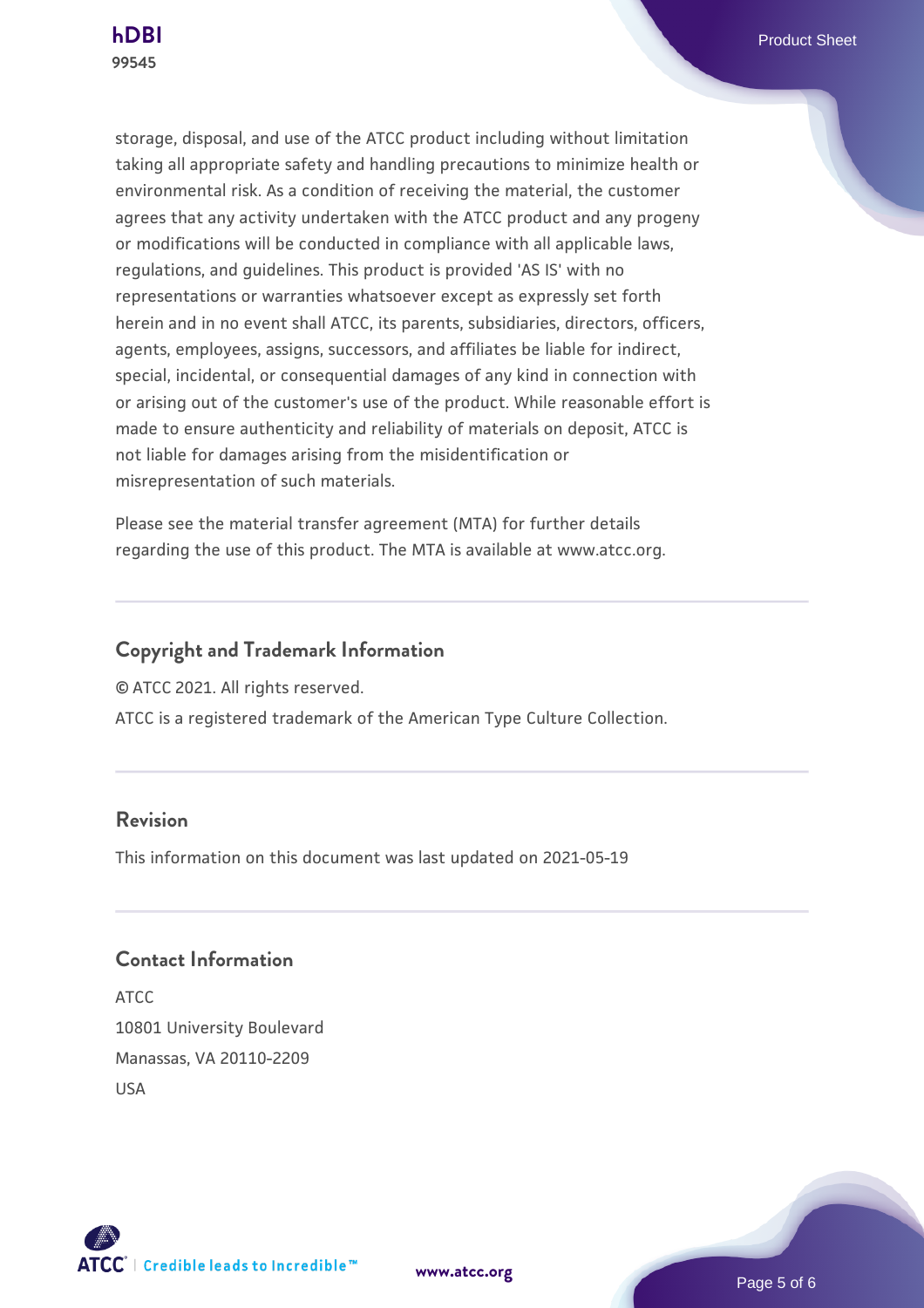storage, disposal, and use of the ATCC product including without limitation taking all appropriate safety and handling precautions to minimize health or environmental risk. As a condition of receiving the material, the customer agrees that any activity undertaken with the ATCC product and any progeny or modifications will be conducted in compliance with all applicable laws, regulations, and guidelines. This product is provided 'AS IS' with no representations or warranties whatsoever except as expressly set forth herein and in no event shall ATCC, its parents, subsidiaries, directors, officers, agents, employees, assigns, successors, and affiliates be liable for indirect, special, incidental, or consequential damages of any kind in connection with or arising out of the customer's use of the product. While reasonable effort is made to ensure authenticity and reliability of materials on deposit, ATCC is not liable for damages arising from the misidentification or misrepresentation of such materials.

Please see the material transfer agreement (MTA) for further details regarding the use of this product. The MTA is available at www.atcc.org.

## Copyright and Trademark Information

© ATCC 2021. All rights reserved.

ATCC is a registered trademark of the American Type Culture Collection.

## Revision

This information on this document was last updated on 2021-05-19

## Contact Information

ATCC
10801 University Boulevard
Manassas, VA 20110-2209
USA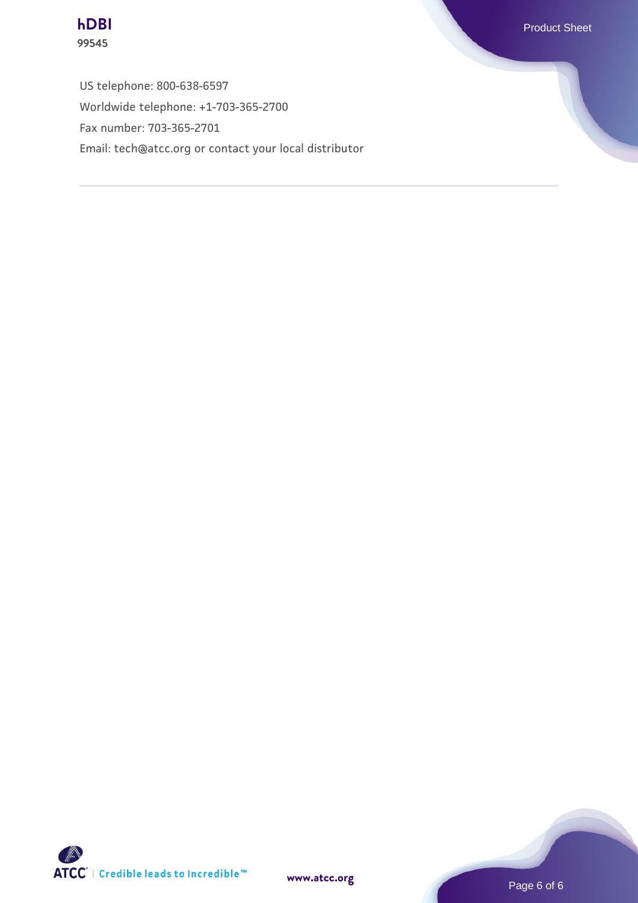US telephone: 800-638-6597

Worldwide telephone: +1-703-365-2700

Fax number: 703-365-2701

Email: tech@atcc.org or contact your local distributor